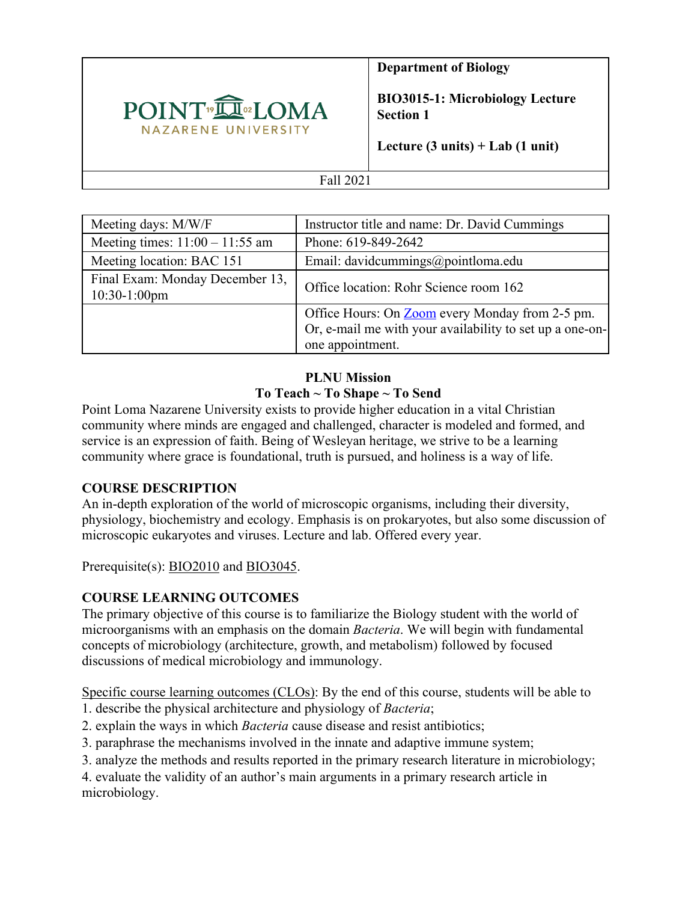| POINT LOMA NAZARENE UNIVERSITY | **Department of Biology**<br><br>**BIO3015-1: Microbiology Lecture Section 1**<br><br>**Lecture (3 units) + Lab (1 unit)** |
|---|---|
| Fall 2021 | |

| Meeting days: M/W/F | Instructor title and name: Dr. David Cummings |
|---|---|
| Meeting times: 11:00 – 11:55 am | Phone: 619-849-2642 |
| Meeting location: BAC 151 | Email: davidcummings@pointloma.edu |
| Final Exam: Monday December 13, 10:30-1:00pm | Office location: Rohr Science room 162 |
| | Office Hours: On Zoom every Monday from 2-5 pm. Or, e-mail me with your availability to set up a one-on-one appointment. |

**PLNU Mission**
**To Teach ~ To Shape ~ To Send**

Point Loma Nazarene University exists to provide higher education in a vital Christian community where minds are engaged and challenged, character is modeled and formed, and service is an expression of faith. Being of Wesleyan heritage, we strive to be a learning community where grace is foundational, truth is pursued, and holiness is a way of life.

## COURSE DESCRIPTION

An in-depth exploration of the world of microscopic organisms, including their diversity, physiology, biochemistry and ecology. Emphasis is on prokaryotes, but also some discussion of microscopic eukaryotes and viruses. Lecture and lab. Offered every year.

Prerequisite(s): BIO2010 and BIO3045.

## COURSE LEARNING OUTCOMES

The primary objective of this course is to familiarize the Biology student with the world of microorganisms with an emphasis on the domain *Bacteria*. We will begin with fundamental concepts of microbiology (architecture, growth, and metabolism) followed by focused discussions of medical microbiology and immunology.

Specific course learning outcomes (CLOs): By the end of this course, students will be able to

1. describe the physical architecture and physiology of *Bacteria*;
2. explain the ways in which *Bacteria* cause disease and resist antibiotics;
3. paraphrase the mechanisms involved in the innate and adaptive immune system;
3. analyze the methods and results reported in the primary research literature in microbiology;
4. evaluate the validity of an author's main arguments in a primary research article in microbiology.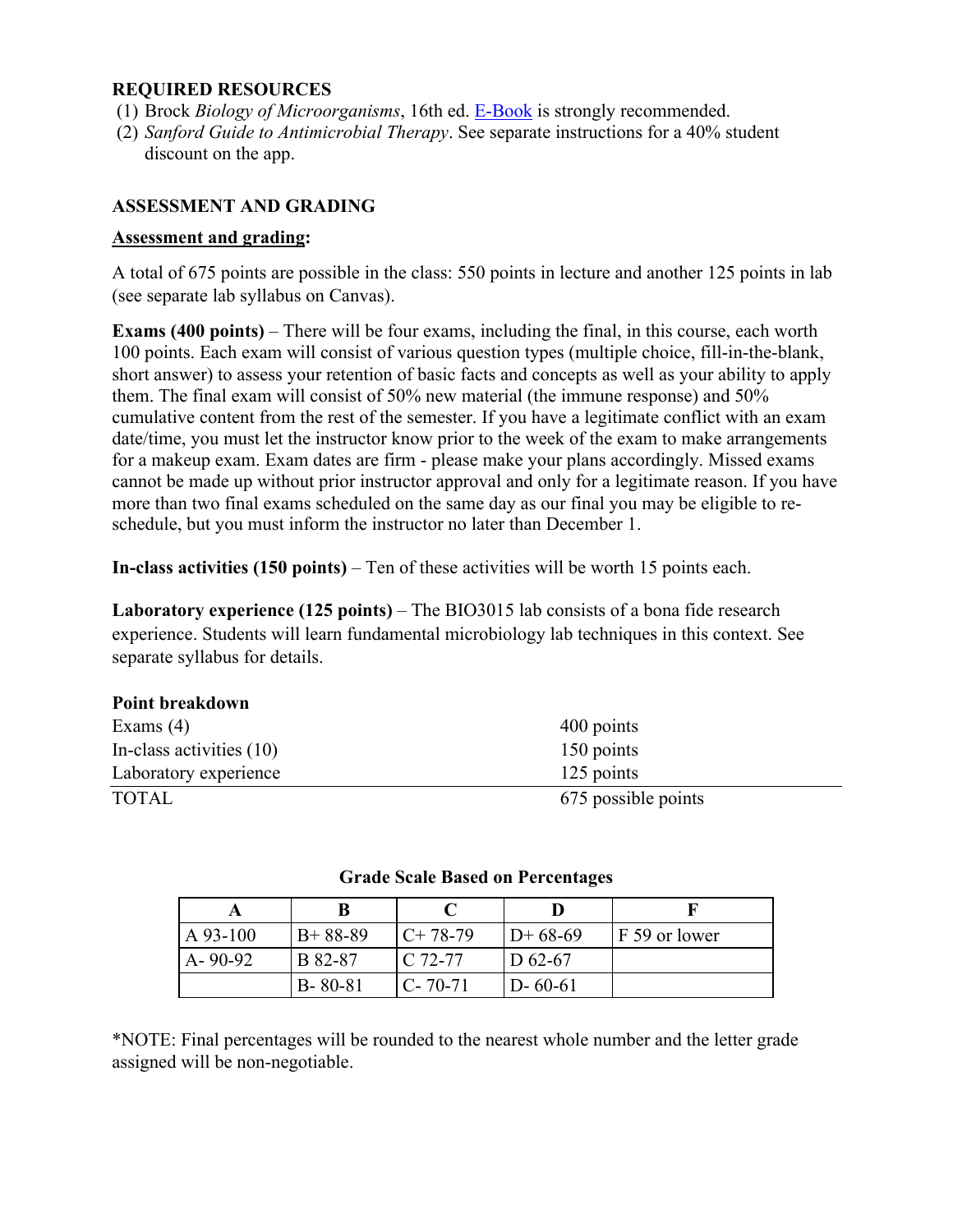## REQUIRED RESOURCES

(1) Brock *Biology of Microorganisms*, 16th ed. E-Book is strongly recommended.
(2) *Sanford Guide to Antimicrobial Therapy*. See separate instructions for a 40% student discount on the app.

## ASSESSMENT AND GRADING

**Assessment and grading:**

A total of 675 points are possible in the class: 550 points in lecture and another 125 points in lab (see separate lab syllabus on Canvas).

**Exams (400 points)** – There will be four exams, including the final, in this course, each worth 100 points. Each exam will consist of various question types (multiple choice, fill-in-the-blank, short answer) to assess your retention of basic facts and concepts as well as your ability to apply them. The final exam will consist of 50% new material (the immune response) and 50% cumulative content from the rest of the semester. If you have a legitimate conflict with an exam date/time, you must let the instructor know prior to the week of the exam to make arrangements for a makeup exam. Exam dates are firm - please make your plans accordingly. Missed exams cannot be made up without prior instructor approval and only for a legitimate reason. If you have more than two final exams scheduled on the same day as our final you may be eligible to re-schedule, but you must inform the instructor no later than December 1.

**In-class activities (150 points)** – Ten of these activities will be worth 15 points each.

**Laboratory experience (125 points)** – The BIO3015 lab consists of a bona fide research experience. Students will learn fundamental microbiology lab techniques in this context. See separate syllabus for details.

**Point breakdown**

| | |
|---|---|
| Exams (4) | 400 points |
| In-class activities (10) | 150 points |
| Laboratory experience | 125 points |
| TOTAL | 675 possible points |

**Grade Scale Based on Percentages**

| A | B | C | D | F |
|---|---|---|---|---|
| A 93-100 | B+ 88-89 | C+ 78-79 | D+ 68-69 | F 59 or lower |
| A- 90-92 | B 82-87 | C 72-77 | D 62-67 | |
| | B- 80-81 | C- 70-71 | D- 60-61 | |

*NOTE: Final percentages will be rounded to the nearest whole number and the letter grade assigned will be non-negotiable.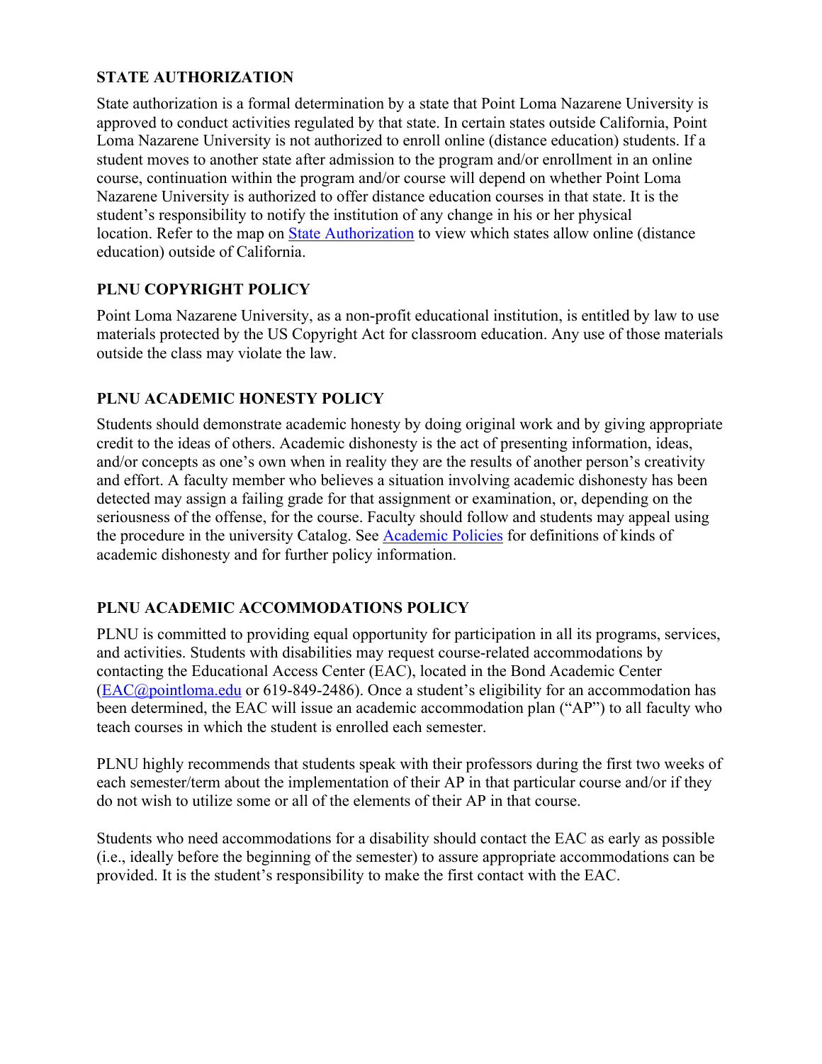## STATE AUTHORIZATION

State authorization is a formal determination by a state that Point Loma Nazarene University is approved to conduct activities regulated by that state. In certain states outside California, Point Loma Nazarene University is not authorized to enroll online (distance education) students. If a student moves to another state after admission to the program and/or enrollment in an online course, continuation within the program and/or course will depend on whether Point Loma Nazarene University is authorized to offer distance education courses in that state. It is the student's responsibility to notify the institution of any change in his or her physical location. Refer to the map on State Authorization to view which states allow online (distance education) outside of California.

## PLNU COPYRIGHT POLICY

Point Loma Nazarene University, as a non-profit educational institution, is entitled by law to use materials protected by the US Copyright Act for classroom education. Any use of those materials outside the class may violate the law.

## PLNU ACADEMIC HONESTY POLICY

Students should demonstrate academic honesty by doing original work and by giving appropriate credit to the ideas of others. Academic dishonesty is the act of presenting information, ideas, and/or concepts as one's own when in reality they are the results of another person's creativity and effort. A faculty member who believes a situation involving academic dishonesty has been detected may assign a failing grade for that assignment or examination, or, depending on the seriousness of the offense, for the course. Faculty should follow and students may appeal using the procedure in the university Catalog. See Academic Policies for definitions of kinds of academic dishonesty and for further policy information.

## PLNU ACADEMIC ACCOMMODATIONS POLICY

PLNU is committed to providing equal opportunity for participation in all its programs, services, and activities. Students with disabilities may request course-related accommodations by contacting the Educational Access Center (EAC), located in the Bond Academic Center (EAC@pointloma.edu or 619-849-2486). Once a student's eligibility for an accommodation has been determined, the EAC will issue an academic accommodation plan ("AP") to all faculty who teach courses in which the student is enrolled each semester.

PLNU highly recommends that students speak with their professors during the first two weeks of each semester/term about the implementation of their AP in that particular course and/or if they do not wish to utilize some or all of the elements of their AP in that course.

Students who need accommodations for a disability should contact the EAC as early as possible (i.e., ideally before the beginning of the semester) to assure appropriate accommodations can be provided. It is the student's responsibility to make the first contact with the EAC.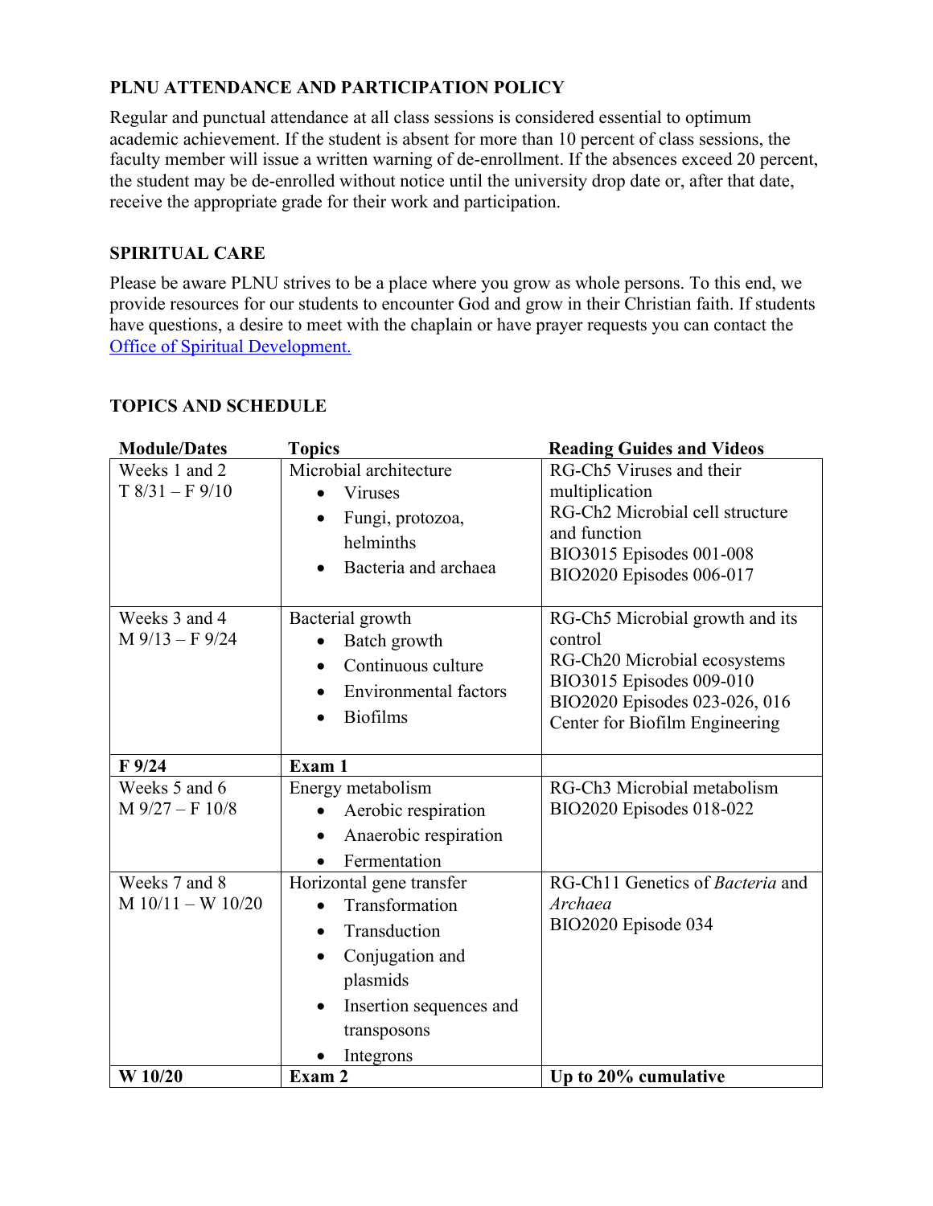## PLNU ATTENDANCE AND PARTICIPATION POLICY

Regular and punctual attendance at all class sessions is considered essential to optimum academic achievement. If the student is absent for more than 10 percent of class sessions, the faculty member will issue a written warning of de-enrollment. If the absences exceed 20 percent, the student may be de-enrolled without notice until the university drop date or, after that date, receive the appropriate grade for their work and participation.

## SPIRITUAL CARE

Please be aware PLNU strives to be a place where you grow as whole persons. To this end, we provide resources for our students to encounter God and grow in their Christian faith. If students have questions, a desire to meet with the chaplain or have prayer requests you can contact the Office of Spiritual Development.

## TOPICS AND SCHEDULE

| Module/Dates | Topics | Reading Guides and Videos |
|---|---|---|
| Weeks 1 and 2<br>T 8/31 – F 9/10 | Microbial architecture<br>• Viruses<br>• Fungi, protozoa, helminths<br>• Bacteria and archaea | RG-Ch5 Viruses and their multiplication<br>RG-Ch2 Microbial cell structure and function<br>BIO3015 Episodes 001-008<br>BIO2020 Episodes 006-017 |
| Weeks 3 and 4<br>M 9/13 – F 9/24 | Bacterial growth<br>• Batch growth<br>• Continuous culture<br>• Environmental factors<br>• Biofilms | RG-Ch5 Microbial growth and its control<br>RG-Ch20 Microbial ecosystems<br>BIO3015 Episodes 009-010<br>BIO2020 Episodes 023-026, 016<br>Center for Biofilm Engineering |
| **F 9/24** | **Exam 1** | |
| Weeks 5 and 6<br>M 9/27 – F 10/8 | Energy metabolism<br>• Aerobic respiration<br>• Anaerobic respiration<br>• Fermentation | RG-Ch3 Microbial metabolism<br>BIO2020 Episodes 018-022 |
| Weeks 7 and 8<br>M 10/11 – W 10/20 | Horizontal gene transfer<br>• Transformation<br>• Transduction<br>• Conjugation and plasmids<br>• Insertion sequences and transposons<br>• Integrons | RG-Ch11 Genetics of *Bacteria* and *Archaea*<br>BIO2020 Episode 034 |
| **W 10/20** | **Exam 2** | **Up to 20% cumulative** |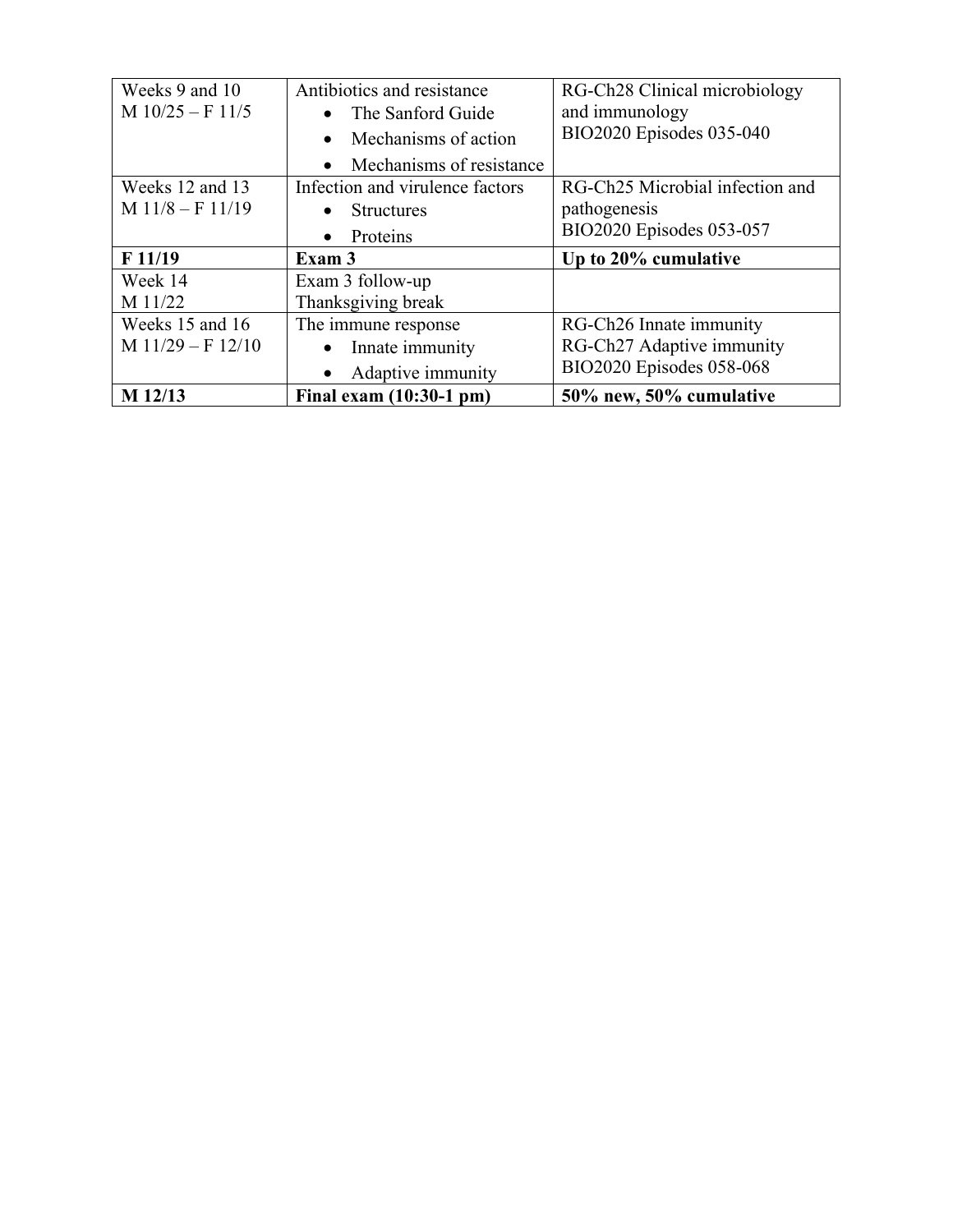| | | |
|---|---|---|
| Weeks 9 and 10<br>M 10/25 – F 11/5 | Antibiotics and resistance<br>• The Sanford Guide<br>• Mechanisms of action<br>• Mechanisms of resistance | RG-Ch28 Clinical microbiology and immunology<br>BIO2020 Episodes 035-040 |
| Weeks 12 and 13<br>M 11/8 – F 11/19 | Infection and virulence factors<br>• Structures<br>• Proteins | RG-Ch25 Microbial infection and pathogenesis<br>BIO2020 Episodes 053-057 |
| **F 11/19** | **Exam 3** | **Up to 20% cumulative** |
| Week 14<br>M 11/22 | Exam 3 follow-up<br>Thanksgiving break | |
| Weeks 15 and 16<br>M 11/29 – F 12/10 | The immune response<br>• Innate immunity<br>• Adaptive immunity | RG-Ch26 Innate immunity<br>RG-Ch27 Adaptive immunity<br>BIO2020 Episodes 058-068 |
| **M 12/13** | **Final exam (10:30-1 pm)** | **50% new, 50% cumulative** |